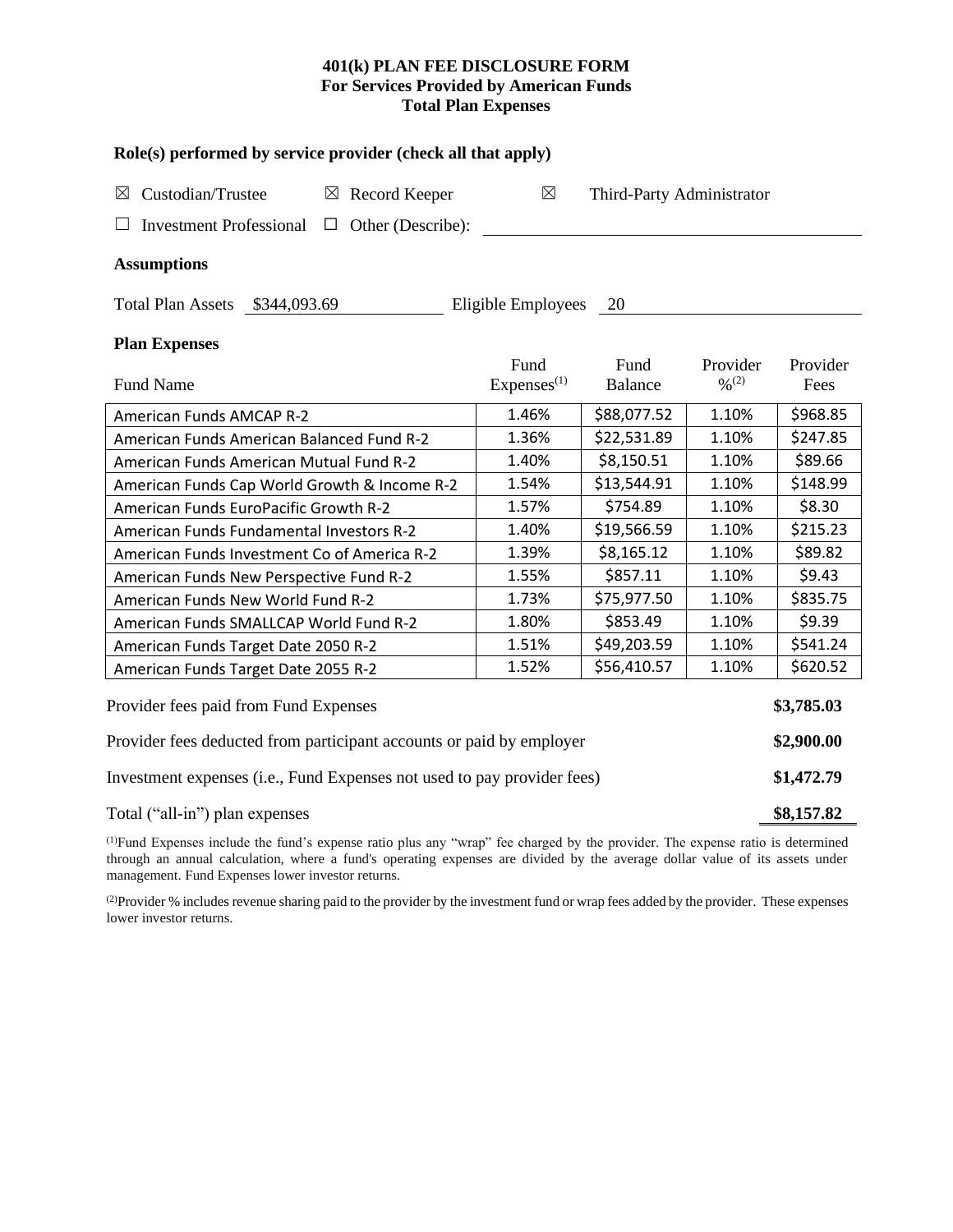# 401(k) PLAN FEE DISCLOSURE FORM
## For Services Provided by American Funds
## Total Plan Expenses

**Role(s) performed by service provider (check all that apply)**

☒ Custodian/Trustee ☒ Record Keeper ☒ Third-Party Administrator

☐ Investment Professional ☐ Other (Describe): ______________________

**Assumptions**

Total Plan Assets $344,093.69 Eligible Employees 20

**Plan Expenses**

| Fund Name | Fund Expenses[1] | Fund Balance | Provider %[2] | Provider Fees |
|---|---|---|---|---|
| American Funds AMCAP R-2 | 1.46% | $88,077.52 | 1.10% | $968.85 |
| American Funds American Balanced Fund R-2 | 1.36% | $22,531.89 | 1.10% | $247.85 |
| American Funds American Mutual Fund R-2 | 1.40% | $8,150.51 | 1.10% | $89.66 |
| American Funds Cap World Growth & Income R-2 | 1.54% | $13,544.91 | 1.10% | $148.99 |
| American Funds EuroPacific Growth R-2 | 1.57% | $754.89 | 1.10% | $8.30 |
| American Funds Fundamental Investors R-2 | 1.40% | $19,566.59 | 1.10% | $215.23 |
| American Funds Investment Co of America R-2 | 1.39% | $8,165.12 | 1.10% | $89.82 |
| American Funds New Perspective Fund R-2 | 1.55% | $857.11 | 1.10% | $9.43 |
| American Funds New World Fund R-2 | 1.73% | $75,977.50 | 1.10% | $835.75 |
| American Funds SMALLCAP World Fund R-2 | 1.80% | $853.49 | 1.10% | $9.39 |
| American Funds Target Date 2050 R-2 | 1.51% | $49,203.59 | 1.10% | $541.24 |
| American Funds Target Date 2055 R-2 | 1.52% | $56,410.57 | 1.10% | $620.52 |

| | |
|---|---|
| Provider fees paid from Fund Expenses | **$3,785.03** |
| Provider fees deducted from participant accounts or paid by employer | **$2,900.00** |
| Investment expenses (i.e., Fund Expenses not used to pay provider fees) | **$1,472.79** |
| Total ("all-in") plan expenses | **$8,157.82** |

[1]Fund Expenses include the fund's expense ratio plus any "wrap" fee charged by the provider. The expense ratio is determined through an annual calculation, where a fund's operating expenses are divided by the average dollar value of its assets under management. Fund Expenses lower investor returns.

[2]Provider % includes revenue sharing paid to the provider by the investment fund or wrap fees added by the provider. These expenses lower investor returns.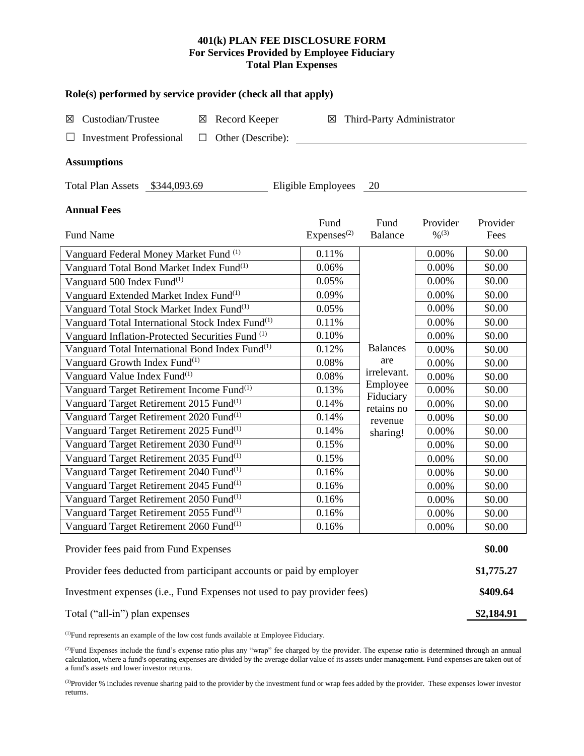**401(k) PLAN FEE DISCLOSURE FORM**
**For Services Provided by Employee Fiduciary**
**Total Plan Expenses**

**Role(s) performed by service provider (check all that apply)**

☒ Custodian/Trustee ☒ Record Keeper ☒ Third-Party Administrator

☐ Investment Professional ☐ Other (Describe): ____________________

**Assumptions**

Total Plan Assets $344,093.69 Eligible Employees 20

**Annual Fees**

| Fund Name | Fund Expenses[2] | Fund Balance | Provider %[3] | Provider Fees |
|---|---|---|---|---|
| Vanguard Federal Money Market Fund [1] | 0.11% | Balances are irrelevant. Employee Fiduciary retains no revenue sharing! | 0.00% | $0.00 |
| Vanguard Total Bond Market Index Fund[1] | 0.06% | | 0.00% | $0.00 |
| Vanguard 500 Index Fund[1] | 0.05% | | 0.00% | $0.00 |
| Vanguard Extended Market Index Fund[1] | 0.09% | | 0.00% | $0.00 |
| Vanguard Total Stock Market Index Fund[1] | 0.05% | | 0.00% | $0.00 |
| Vanguard Total International Stock Index Fund[1] | 0.11% | | 0.00% | $0.00 |
| Vanguard Inflation-Protected Securities Fund [1] | 0.10% | | 0.00% | $0.00 |
| Vanguard Total International Bond Index Fund[1] | 0.12% | | 0.00% | $0.00 |
| Vanguard Growth Index Fund[1] | 0.08% | | 0.00% | $0.00 |
| Vanguard Value Index Fund[1] | 0.08% | | 0.00% | $0.00 |
| Vanguard Target Retirement Income Fund[1] | 0.13% | | 0.00% | $0.00 |
| Vanguard Target Retirement 2015 Fund[1] | 0.14% | | 0.00% | $0.00 |
| Vanguard Target Retirement 2020 Fund[1] | 0.14% | | 0.00% | $0.00 |
| Vanguard Target Retirement 2025 Fund[1] | 0.14% | | 0.00% | $0.00 |
| Vanguard Target Retirement 2030 Fund[1] | 0.15% | | 0.00% | $0.00 |
| Vanguard Target Retirement 2035 Fund[1] | 0.15% | | 0.00% | $0.00 |
| Vanguard Target Retirement 2040 Fund[1] | 0.16% | | 0.00% | $0.00 |
| Vanguard Target Retirement 2045 Fund[1] | 0.16% | | 0.00% | $0.00 |
| Vanguard Target Retirement 2050 Fund[1] | 0.16% | | 0.00% | $0.00 |
| Vanguard Target Retirement 2055 Fund[1] | 0.16% | | 0.00% | $0.00 |
| Vanguard Target Retirement 2060 Fund[1] | 0.16% | | 0.00% | $0.00 |

| | |
|---|---|
| Provider fees paid from Fund Expenses | **$0.00** |
| Provider fees deducted from participant accounts or paid by employer | **$1,775.27** |
| Investment expenses (i.e., Fund Expenses not used to pay provider fees) | **$409.64** |
| Total ("all-in") plan expenses | **$2,184.91** |

[1]Fund represents an example of the low cost funds available at Employee Fiduciary.

[2]Fund Expenses include the fund's expense ratio plus any "wrap" fee charged by the provider. The expense ratio is determined through an annual calculation, where a fund's operating expenses are divided by the average dollar value of its assets under management. Fund expenses are taken out of a fund's assets and lower investor returns.

[3]Provider % includes revenue sharing paid to the provider by the investment fund or wrap fees added by the provider. These expenses lower investor returns.